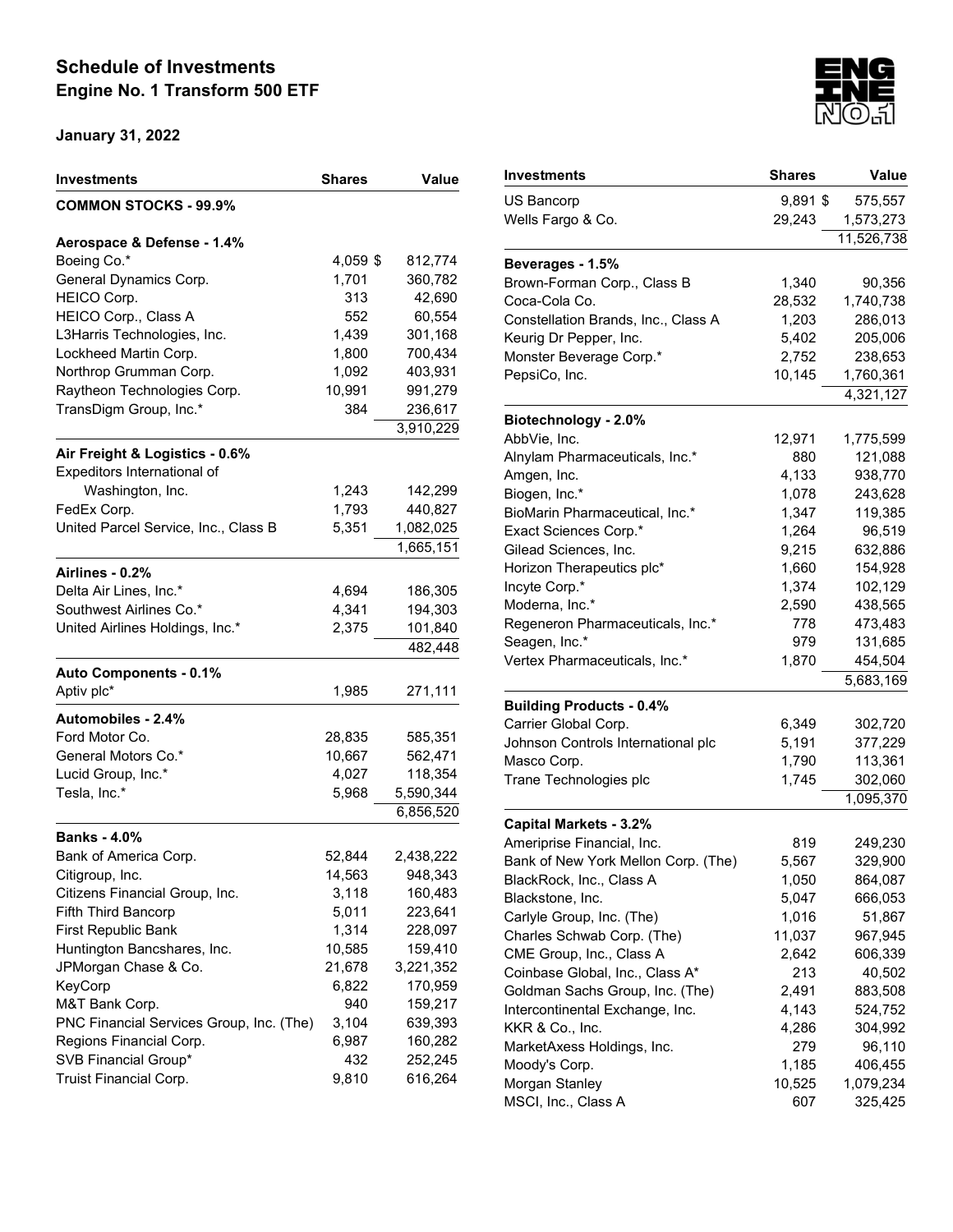# Schedule of Investments
## Engine No. 1 Transform 500 ETF

**January 31, 2022**

| Investments | Shares | Value |
|---|---|---|
| **COMMON STOCKS - 99.9%** | | |
| **Aerospace & Defense - 1.4%** | | |
| Boeing Co.* | 4,059 | $ 812,774 |
| General Dynamics Corp. | 1,701 | 360,782 |
| HEICO Corp. | 313 | 42,690 |
| HEICO Corp., Class A | 552 | 60,554 |
| L3Harris Technologies, Inc. | 1,439 | 301,168 |
| Lockheed Martin Corp. | 1,800 | 700,434 |
| Northrop Grumman Corp. | 1,092 | 403,931 |
| Raytheon Technologies Corp. | 10,991 | 991,279 |
| TransDigm Group, Inc.* | 384 | 236,617 |
| | | 3,910,229 |
| **Air Freight & Logistics - 0.6%** | | |
| Expeditors International of Washington, Inc. | 1,243 | 142,299 |
| FedEx Corp. | 1,793 | 440,827 |
| United Parcel Service, Inc., Class B | 5,351 | 1,082,025 |
| | | 1,665,151 |
| **Airlines - 0.2%** | | |
| Delta Air Lines, Inc.* | 4,694 | 186,305 |
| Southwest Airlines Co.* | 4,341 | 194,303 |
| United Airlines Holdings, Inc.* | 2,375 | 101,840 |
| | | 482,448 |
| **Auto Components - 0.1%** | | |
| Aptiv plc* | 1,985 | 271,111 |
| **Automobiles - 2.4%** | | |
| Ford Motor Co. | 28,835 | 585,351 |
| General Motors Co.* | 10,667 | 562,471 |
| Lucid Group, Inc.* | 4,027 | 118,354 |
| Tesla, Inc.* | 5,968 | 5,590,344 |
| | | 6,856,520 |
| **Banks - 4.0%** | | |
| Bank of America Corp. | 52,844 | 2,438,222 |
| Citigroup, Inc. | 14,563 | 948,343 |
| Citizens Financial Group, Inc. | 3,118 | 160,483 |
| Fifth Third Bancorp | 5,011 | 223,641 |
| First Republic Bank | 1,314 | 228,097 |
| Huntington Bancshares, Inc. | 10,585 | 159,410 |
| JPMorgan Chase & Co. | 21,678 | 3,221,352 |
| KeyCorp | 6,822 | 170,959 |
| M&T Bank Corp. | 940 | 159,217 |
| PNC Financial Services Group, Inc. (The) | 3,104 | 639,393 |
| Regions Financial Corp. | 6,987 | 160,282 |
| SVB Financial Group* | 432 | 252,245 |
| Truist Financial Corp. | 9,810 | 616,264 |
| US Bancorp | 9,891 | $ 575,557 |
| Wells Fargo & Co. | 29,243 | 1,573,273 |
| | | 11,526,738 |
| **Beverages - 1.5%** | | |
| Brown-Forman Corp., Class B | 1,340 | 90,356 |
| Coca-Cola Co. | 28,532 | 1,740,738 |
| Constellation Brands, Inc., Class A | 1,203 | 286,013 |
| Keurig Dr Pepper, Inc. | 5,402 | 205,006 |
| Monster Beverage Corp.* | 2,752 | 238,653 |
| PepsiCo, Inc. | 10,145 | 1,760,361 |
| | | 4,321,127 |
| **Biotechnology - 2.0%** | | |
| AbbVie, Inc. | 12,971 | 1,775,599 |
| Alnylam Pharmaceuticals, Inc.* | 880 | 121,088 |
| Amgen, Inc. | 4,133 | 938,770 |
| Biogen, Inc.* | 1,078 | 243,628 |
| BioMarin Pharmaceutical, Inc.* | 1,347 | 119,385 |
| Exact Sciences Corp.* | 1,264 | 96,519 |
| Gilead Sciences, Inc. | 9,215 | 632,886 |
| Horizon Therapeutics plc* | 1,660 | 154,928 |
| Incyte Corp.* | 1,374 | 102,129 |
| Moderna, Inc.* | 2,590 | 438,565 |
| Regeneron Pharmaceuticals, Inc.* | 778 | 473,483 |
| Seagen, Inc.* | 979 | 131,685 |
| Vertex Pharmaceuticals, Inc.* | 1,870 | 454,504 |
| | | 5,683,169 |
| **Building Products - 0.4%** | | |
| Carrier Global Corp. | 6,349 | 302,720 |
| Johnson Controls International plc | 5,191 | 377,229 |
| Masco Corp. | 1,790 | 113,361 |
| Trane Technologies plc | 1,745 | 302,060 |
| | | 1,095,370 |
| **Capital Markets - 3.2%** | | |
| Ameriprise Financial, Inc. | 819 | 249,230 |
| Bank of New York Mellon Corp. (The) | 5,567 | 329,900 |
| BlackRock, Inc., Class A | 1,050 | 864,087 |
| Blackstone, Inc. | 5,047 | 666,053 |
| Carlyle Group, Inc. (The) | 1,016 | 51,867 |
| Charles Schwab Corp. (The) | 11,037 | 967,945 |
| CME Group, Inc., Class A | 2,642 | 606,339 |
| Coinbase Global, Inc., Class A* | 213 | 40,502 |
| Goldman Sachs Group, Inc. (The) | 2,491 | 883,508 |
| Intercontinental Exchange, Inc. | 4,143 | 524,752 |
| KKR & Co., Inc. | 4,286 | 304,992 |
| MarketAxess Holdings, Inc. | 279 | 96,110 |
| Moody's Corp. | 1,185 | 406,455 |
| Morgan Stanley | 10,525 | 1,079,234 |
| MSCI, Inc., Class A | 607 | 325,425 |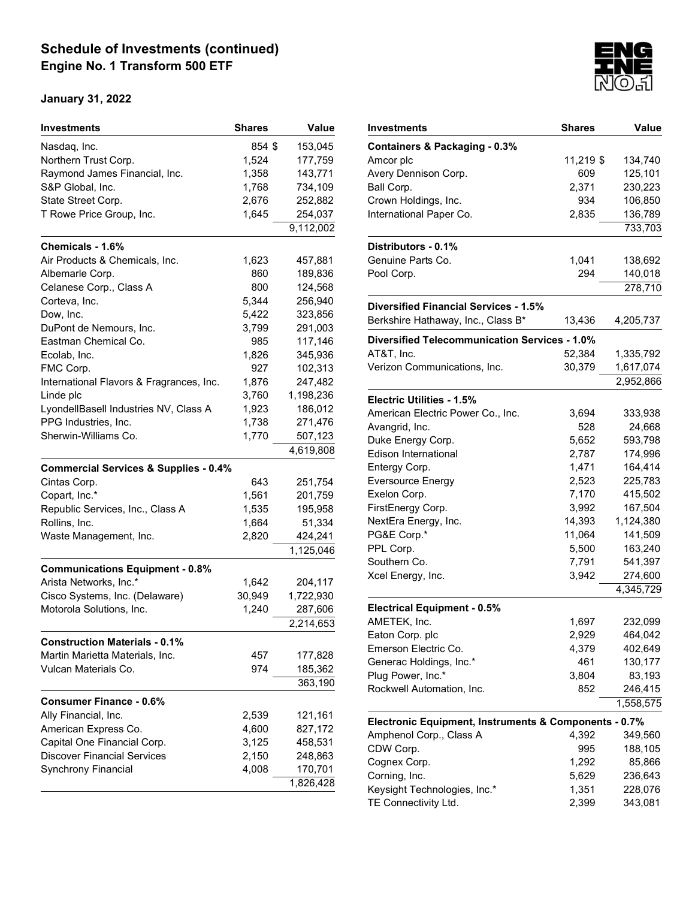## Schedule of Investments (continued)
## Engine No. 1 Transform 500 ETF

**January 31, 2022**

| Investments | Shares | Value |
|---|---|---|
| Nasdaq, Inc. | 854 | $ 153,045 |
| Northern Trust Corp. | 1,524 | 177,759 |
| Raymond James Financial, Inc. | 1,358 | 143,771 |
| S&P Global, Inc. | 1,768 | 734,109 |
| State Street Corp. | 2,676 | 252,882 |
| T Rowe Price Group, Inc. | 1,645 | 254,037 |
| | | 9,112,002 |
| **Chemicals - 1.6%** | | |
| Air Products & Chemicals, Inc. | 1,623 | 457,881 |
| Albemarle Corp. | 860 | 189,836 |
| Celanese Corp., Class A | 800 | 124,568 |
| Corteva, Inc. | 5,344 | 256,940 |
| Dow, Inc. | 5,422 | 323,856 |
| DuPont de Nemours, Inc. | 3,799 | 291,003 |
| Eastman Chemical Co. | 985 | 117,146 |
| Ecolab, Inc. | 1,826 | 345,936 |
| FMC Corp. | 927 | 102,313 |
| International Flavors & Fragrances, Inc. | 1,876 | 247,482 |
| Linde plc | 3,760 | 1,198,236 |
| LyondellBasell Industries NV, Class A | 1,923 | 186,012 |
| PPG Industries, Inc. | 1,738 | 271,476 |
| Sherwin-Williams Co. | 1,770 | 507,123 |
| | | 4,619,808 |
| **Commercial Services & Supplies - 0.4%** | | |
| Cintas Corp. | 643 | 251,754 |
| Copart, Inc.* | 1,561 | 201,759 |
| Republic Services, Inc., Class A | 1,535 | 195,958 |
| Rollins, Inc. | 1,664 | 51,334 |
| Waste Management, Inc. | 2,820 | 424,241 |
| | | 1,125,046 |
| **Communications Equipment - 0.8%** | | |
| Arista Networks, Inc.* | 1,642 | 204,117 |
| Cisco Systems, Inc. (Delaware) | 30,949 | 1,722,930 |
| Motorola Solutions, Inc. | 1,240 | 287,606 |
| | | 2,214,653 |
| **Construction Materials - 0.1%** | | |
| Martin Marietta Materials, Inc. | 457 | 177,828 |
| Vulcan Materials Co. | 974 | 185,362 |
| | | 363,190 |
| **Consumer Finance - 0.6%** | | |
| Ally Financial, Inc. | 2,539 | 121,161 |
| American Express Co. | 4,600 | 827,172 |
| Capital One Financial Corp. | 3,125 | 458,531 |
| Discover Financial Services | 2,150 | 248,863 |
| Synchrony Financial | 4,008 | 170,701 |
| | | 1,826,428 |
| **Containers & Packaging - 0.3%** | | |
| Amcor plc | 11,219 | $ 134,740 |
| Avery Dennison Corp. | 609 | 125,101 |
| Ball Corp. | 2,371 | 230,223 |
| Crown Holdings, Inc. | 934 | 106,850 |
| International Paper Co. | 2,835 | 136,789 |
| | | 733,703 |
| **Distributors - 0.1%** | | |
| Genuine Parts Co. | 1,041 | 138,692 |
| Pool Corp. | 294 | 140,018 |
| | | 278,710 |
| **Diversified Financial Services - 1.5%** | | |
| Berkshire Hathaway, Inc., Class B* | 13,436 | 4,205,737 |
| **Diversified Telecommunication Services - 1.0%** | | |
| AT&T, Inc. | 52,384 | 1,335,792 |
| Verizon Communications, Inc. | 30,379 | 1,617,074 |
| | | 2,952,866 |
| **Electric Utilities - 1.5%** | | |
| American Electric Power Co., Inc. | 3,694 | 333,938 |
| Avangrid, Inc. | 528 | 24,668 |
| Duke Energy Corp. | 5,652 | 593,798 |
| Edison International | 2,787 | 174,996 |
| Entergy Corp. | 1,471 | 164,414 |
| Eversource Energy | 2,523 | 225,783 |
| Exelon Corp. | 7,170 | 415,502 |
| FirstEnergy Corp. | 3,992 | 167,504 |
| NextEra Energy, Inc. | 14,393 | 1,124,380 |
| PG&E Corp.* | 11,064 | 141,509 |
| PPL Corp. | 5,500 | 163,240 |
| Southern Co. | 7,791 | 541,397 |
| Xcel Energy, Inc. | 3,942 | 274,600 |
| | | 4,345,729 |
| **Electrical Equipment - 0.5%** | | |
| AMETEK, Inc. | 1,697 | 232,099 |
| Eaton Corp. plc | 2,929 | 464,042 |
| Emerson Electric Co. | 4,379 | 402,649 |
| Generac Holdings, Inc.* | 461 | 130,177 |
| Plug Power, Inc.* | 3,804 | 83,193 |
| Rockwell Automation, Inc. | 852 | 246,415 |
| | | 1,558,575 |
| **Electronic Equipment, Instruments & Components - 0.7%** | | |
| Amphenol Corp., Class A | 4,392 | 349,560 |
| CDW Corp. | 995 | 188,105 |
| Cognex Corp. | 1,292 | 85,866 |
| Corning, Inc. | 5,629 | 236,643 |
| Keysight Technologies, Inc.* | 1,351 | 228,076 |
| TE Connectivity Ltd. | 2,399 | 343,081 |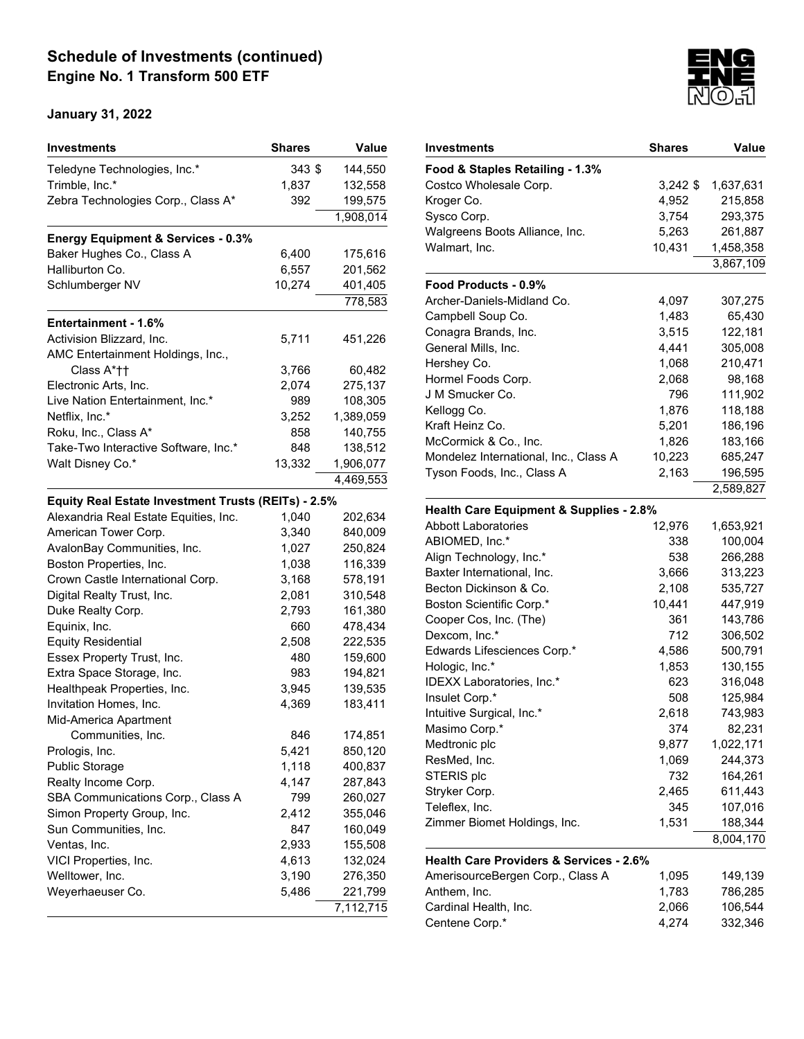## Schedule of Investments (continued)
**Engine No. 1 Transform 500 ETF**

**January 31, 2022**

| Investments | Shares | Value |
|---|---|---|
| Teledyne Technologies, Inc.* | 343 | $ 144,550 |
| Trimble, Inc.* | 1,837 | 132,558 |
| Zebra Technologies Corp., Class A* | 392 | 199,575 |
| | | 1,908,014 |
| **Energy Equipment & Services - 0.3%** | | |
| Baker Hughes Co., Class A | 6,400 | 175,616 |
| Halliburton Co. | 6,557 | 201,562 |
| Schlumberger NV | 10,274 | 401,405 |
| | | 778,583 |
| **Entertainment - 1.6%** | | |
| Activision Blizzard, Inc. | 5,711 | 451,226 |
| AMC Entertainment Holdings, Inc., Class A*†† | 3,766 | 60,482 |
| Electronic Arts, Inc. | 2,074 | 275,137 |
| Live Nation Entertainment, Inc.* | 989 | 108,305 |
| Netflix, Inc.* | 3,252 | 1,389,059 |
| Roku, Inc., Class A* | 858 | 140,755 |
| Take-Two Interactive Software, Inc.* | 848 | 138,512 |
| Walt Disney Co.* | 13,332 | 1,906,077 |
| | | 4,469,553 |
| **Equity Real Estate Investment Trusts (REITs) - 2.5%** | | |
| Alexandria Real Estate Equities, Inc. | 1,040 | 202,634 |
| American Tower Corp. | 3,340 | 840,009 |
| AvalonBay Communities, Inc. | 1,027 | 250,824 |
| Boston Properties, Inc. | 1,038 | 116,339 |
| Crown Castle International Corp. | 3,168 | 578,191 |
| Digital Realty Trust, Inc. | 2,081 | 310,548 |
| Duke Realty Corp. | 2,793 | 161,380 |
| Equinix, Inc. | 660 | 478,434 |
| Equity Residential | 2,508 | 222,535 |
| Essex Property Trust, Inc. | 480 | 159,600 |
| Extra Space Storage, Inc. | 983 | 194,821 |
| Healthpeak Properties, Inc. | 3,945 | 139,535 |
| Invitation Homes, Inc. | 4,369 | 183,411 |
| Mid-America Apartment Communities, Inc. | 846 | 174,851 |
| Prologis, Inc. | 5,421 | 850,120 |
| Public Storage | 1,118 | 400,837 |
| Realty Income Corp. | 4,147 | 287,843 |
| SBA Communications Corp., Class A | 799 | 260,027 |
| Simon Property Group, Inc. | 2,412 | 355,046 |
| Sun Communities, Inc. | 847 | 160,049 |
| Ventas, Inc. | 2,933 | 155,508 |
| VICI Properties, Inc. | 4,613 | 132,024 |
| Welltower, Inc. | 3,190 | 276,350 |
| Weyerhaeuser Co. | 5,486 | 221,799 |
| | | 7,112,715 |
| **Food & Staples Retailing - 1.3%** | | |
| Costco Wholesale Corp. | 3,242 | $ 1,637,631 |
| Kroger Co. | 4,952 | 215,858 |
| Sysco Corp. | 3,754 | 293,375 |
| Walgreens Boots Alliance, Inc. | 5,263 | 261,887 |
| Walmart, Inc. | 10,431 | 1,458,358 |
| | | 3,867,109 |
| **Food Products - 0.9%** | | |
| Archer-Daniels-Midland Co. | 4,097 | 307,275 |
| Campbell Soup Co. | 1,483 | 65,430 |
| Conagra Brands, Inc. | 3,515 | 122,181 |
| General Mills, Inc. | 4,441 | 305,008 |
| Hershey Co. | 1,068 | 210,471 |
| Hormel Foods Corp. | 2,068 | 98,168 |
| J M Smucker Co. | 796 | 111,902 |
| Kellogg Co. | 1,876 | 118,188 |
| Kraft Heinz Co. | 5,201 | 186,196 |
| McCormick & Co., Inc. | 1,826 | 183,166 |
| Mondelez International, Inc., Class A | 10,223 | 685,247 |
| Tyson Foods, Inc., Class A | 2,163 | 196,595 |
| | | 2,589,827 |
| **Health Care Equipment & Supplies - 2.8%** | | |
| Abbott Laboratories | 12,976 | 1,653,921 |
| ABIOMED, Inc.* | 338 | 100,004 |
| Align Technology, Inc.* | 538 | 266,288 |
| Baxter International, Inc. | 3,666 | 313,223 |
| Becton Dickinson & Co. | 2,108 | 535,727 |
| Boston Scientific Corp.* | 10,441 | 447,919 |
| Cooper Cos, Inc. (The) | 361 | 143,786 |
| Dexcom, Inc.* | 712 | 306,502 |
| Edwards Lifesciences Corp.* | 4,586 | 500,791 |
| Hologic, Inc.* | 1,853 | 130,155 |
| IDEXX Laboratories, Inc.* | 623 | 316,048 |
| Insulet Corp.* | 508 | 125,984 |
| Intuitive Surgical, Inc.* | 2,618 | 743,983 |
| Masimo Corp.* | 374 | 82,231 |
| Medtronic plc | 9,877 | 1,022,171 |
| ResMed, Inc. | 1,069 | 244,373 |
| STERIS plc | 732 | 164,261 |
| Stryker Corp. | 2,465 | 611,443 |
| Teleflex, Inc. | 345 | 107,016 |
| Zimmer Biomet Holdings, Inc. | 1,531 | 188,344 |
| | | 8,004,170 |
| **Health Care Providers & Services - 2.6%** | | |
| AmerisourceBergen Corp., Class A | 1,095 | 149,139 |
| Anthem, Inc. | 1,783 | 786,285 |
| Cardinal Health, Inc. | 2,066 | 106,544 |
| Centene Corp.* | 4,274 | 332,346 |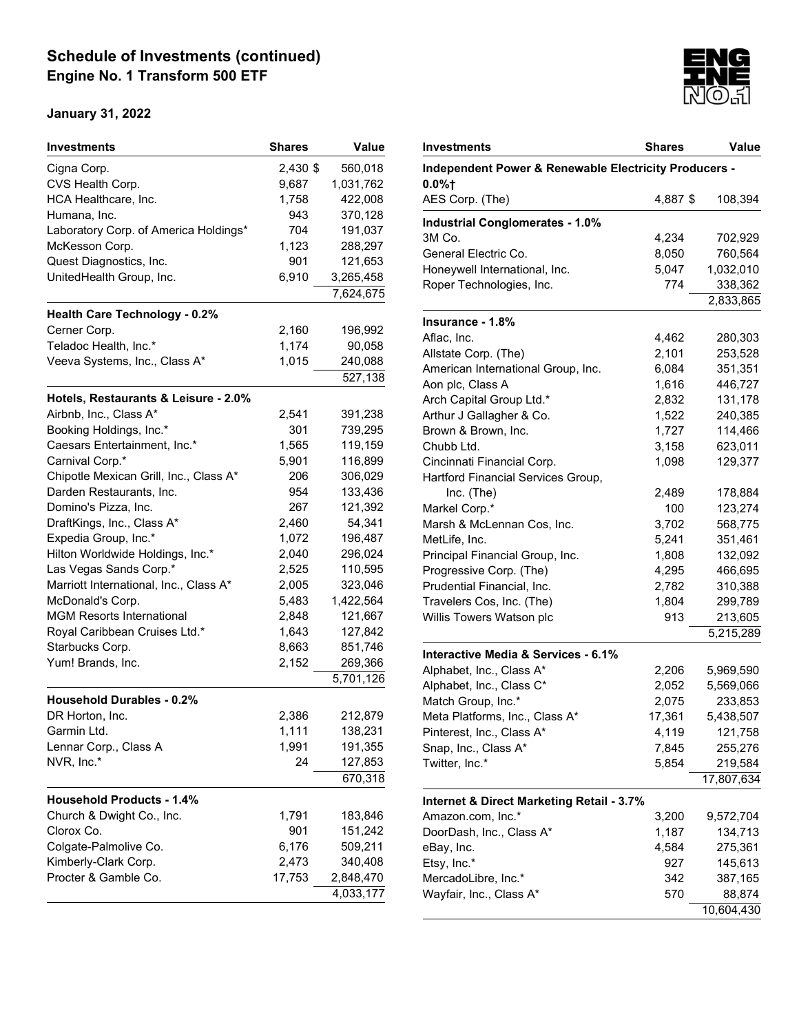## Schedule of Investments (continued)
## Engine No. 1 Transform 500 ETF

**January 31, 2022**

| Investments | Shares | Value |
|---|---|---|
| Cigna Corp. | 2,430 | $ 560,018 |
| CVS Health Corp. | 9,687 | 1,031,762 |
| HCA Healthcare, Inc. | 1,758 | 422,008 |
| Humana, Inc. | 943 | 370,128 |
| Laboratory Corp. of America Holdings* | 704 | 191,037 |
| McKesson Corp. | 1,123 | 288,297 |
| Quest Diagnostics, Inc. | 901 | 121,653 |
| UnitedHealth Group, Inc. | 6,910 | 3,265,458 |
| | | 7,624,675 |
| **Health Care Technology - 0.2%** | | |
| Cerner Corp. | 2,160 | 196,992 |
| Teladoc Health, Inc.* | 1,174 | 90,058 |
| Veeva Systems, Inc., Class A* | 1,015 | 240,088 |
| | | 527,138 |
| **Hotels, Restaurants & Leisure - 2.0%** | | |
| Airbnb, Inc., Class A* | 2,541 | 391,238 |
| Booking Holdings, Inc.* | 301 | 739,295 |
| Caesars Entertainment, Inc.* | 1,565 | 119,159 |
| Carnival Corp.* | 5,901 | 116,899 |
| Chipotle Mexican Grill, Inc., Class A* | 206 | 306,029 |
| Darden Restaurants, Inc. | 954 | 133,436 |
| Domino's Pizza, Inc. | 267 | 121,392 |
| DraftKings, Inc., Class A* | 2,460 | 54,341 |
| Expedia Group, Inc.* | 1,072 | 196,487 |
| Hilton Worldwide Holdings, Inc.* | 2,040 | 296,024 |
| Las Vegas Sands Corp.* | 2,525 | 110,595 |
| Marriott International, Inc., Class A* | 2,005 | 323,046 |
| McDonald's Corp. | 5,483 | 1,422,564 |
| MGM Resorts International | 2,848 | 121,667 |
| Royal Caribbean Cruises Ltd.* | 1,643 | 127,842 |
| Starbucks Corp. | 8,663 | 851,746 |
| Yum! Brands, Inc. | 2,152 | 269,366 |
| | | 5,701,126 |
| **Household Durables - 0.2%** | | |
| DR Horton, Inc. | 2,386 | 212,879 |
| Garmin Ltd. | 1,111 | 138,231 |
| Lennar Corp., Class A | 1,991 | 191,355 |
| NVR, Inc.* | 24 | 127,853 |
| | | 670,318 |
| **Household Products - 1.4%** | | |
| Church & Dwight Co., Inc. | 1,791 | 183,846 |
| Clorox Co. | 901 | 151,242 |
| Colgate-Palmolive Co. | 6,176 | 509,211 |
| Kimberly-Clark Corp. | 2,473 | 340,408 |
| Procter & Gamble Co. | 17,753 | 2,848,470 |
| | | 4,033,177 |
| **Independent Power & Renewable Electricity Producers - 0.0%†** | | |
| AES Corp. (The) | 4,887 | $ 108,394 |
| **Industrial Conglomerates - 1.0%** | | |
| 3M Co. | 4,234 | 702,929 |
| General Electric Co. | 8,050 | 760,564 |
| Honeywell International, Inc. | 5,047 | 1,032,010 |
| Roper Technologies, Inc. | 774 | 338,362 |
| | | 2,833,865 |
| **Insurance - 1.8%** | | |
| Aflac, Inc. | 4,462 | 280,303 |
| Allstate Corp. (The) | 2,101 | 253,528 |
| American International Group, Inc. | 6,084 | 351,351 |
| Aon plc, Class A | 1,616 | 446,727 |
| Arch Capital Group Ltd.* | 2,832 | 131,178 |
| Arthur J Gallagher & Co. | 1,522 | 240,385 |
| Brown & Brown, Inc. | 1,727 | 114,466 |
| Chubb Ltd. | 3,158 | 623,011 |
| Cincinnati Financial Corp. | 1,098 | 129,377 |
| Hartford Financial Services Group, Inc. (The) | 2,489 | 178,884 |
| Markel Corp.* | 100 | 123,274 |
| Marsh & McLennan Cos, Inc. | 3,702 | 568,775 |
| MetLife, Inc. | 5,241 | 351,461 |
| Principal Financial Group, Inc. | 1,808 | 132,092 |
| Progressive Corp. (The) | 4,295 | 466,695 |
| Prudential Financial, Inc. | 2,782 | 310,388 |
| Travelers Cos, Inc. (The) | 1,804 | 299,789 |
| Willis Towers Watson plc | 913 | 213,605 |
| | | 5,215,289 |
| **Interactive Media & Services - 6.1%** | | |
| Alphabet, Inc., Class A* | 2,206 | 5,969,590 |
| Alphabet, Inc., Class C* | 2,052 | 5,569,066 |
| Match Group, Inc.* | 2,075 | 233,853 |
| Meta Platforms, Inc., Class A* | 17,361 | 5,438,507 |
| Pinterest, Inc., Class A* | 4,119 | 121,758 |
| Snap, Inc., Class A* | 7,845 | 255,276 |
| Twitter, Inc.* | 5,854 | 219,584 |
| | | 17,807,634 |
| **Internet & Direct Marketing Retail - 3.7%** | | |
| Amazon.com, Inc.* | 3,200 | 9,572,704 |
| DoorDash, Inc., Class A* | 1,187 | 134,713 |
| eBay, Inc. | 4,584 | 275,361 |
| Etsy, Inc.* | 927 | 145,613 |
| MercadoLibre, Inc.* | 342 | 387,165 |
| Wayfair, Inc., Class A* | 570 | 88,874 |
| | | 10,604,430 |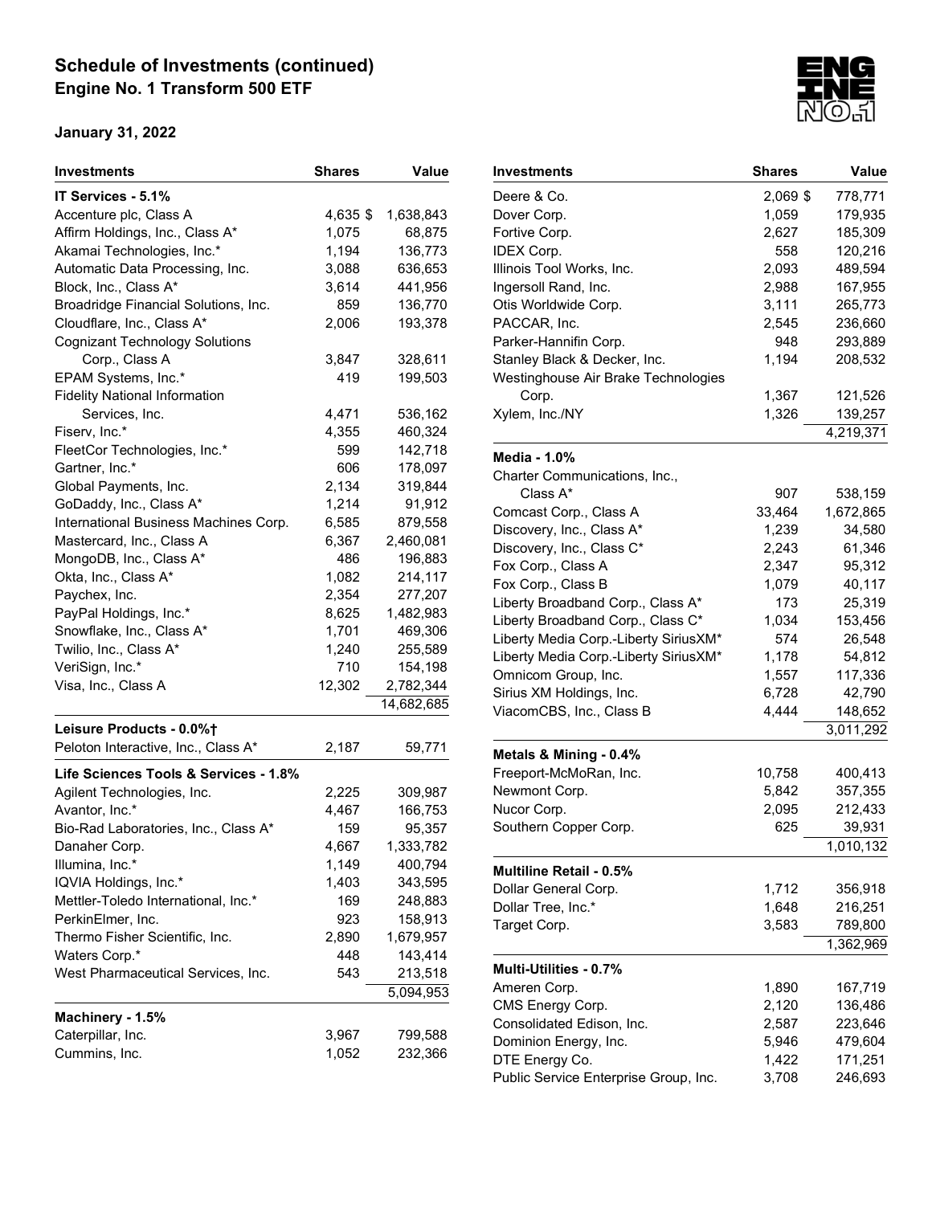## Schedule of Investments (continued)
### Engine No. 1 Transform 500 ETF

**January 31, 2022**

| Investments | Shares | Value |
|---|---|---|
| **IT Services - 5.1%** | | |
| Accenture plc, Class A | 4,635 | $ 1,638,843 |
| Affirm Holdings, Inc., Class A* | 1,075 | 68,875 |
| Akamai Technologies, Inc.* | 1,194 | 136,773 |
| Automatic Data Processing, Inc. | 3,088 | 636,653 |
| Block, Inc., Class A* | 3,614 | 441,956 |
| Broadridge Financial Solutions, Inc. | 859 | 136,770 |
| Cloudflare, Inc., Class A* | 2,006 | 193,378 |
| Cognizant Technology Solutions Corp., Class A | 3,847 | 328,611 |
| EPAM Systems, Inc.* | 419 | 199,503 |
| Fidelity National Information Services, Inc. | 4,471 | 536,162 |
| Fiserv, Inc.* | 4,355 | 460,324 |
| FleetCor Technologies, Inc.* | 599 | 142,718 |
| Gartner, Inc.* | 606 | 178,097 |
| Global Payments, Inc. | 2,134 | 319,844 |
| GoDaddy, Inc., Class A* | 1,214 | 91,912 |
| International Business Machines Corp. | 6,585 | 879,558 |
| Mastercard, Inc., Class A | 6,367 | 2,460,081 |
| MongoDB, Inc., Class A* | 486 | 196,883 |
| Okta, Inc., Class A* | 1,082 | 214,117 |
| Paychex, Inc. | 2,354 | 277,207 |
| PayPal Holdings, Inc.* | 8,625 | 1,482,983 |
| Snowflake, Inc., Class A* | 1,701 | 469,306 |
| Twilio, Inc., Class A* | 1,240 | 255,589 |
| VeriSign, Inc.* | 710 | 154,198 |
| Visa, Inc., Class A | 12,302 | 2,782,344 |
| | | 14,682,685 |
| **Leisure Products - 0.0%†** | | |
| Peloton Interactive, Inc., Class A* | 2,187 | 59,771 |
| **Life Sciences Tools & Services - 1.8%** | | |
| Agilent Technologies, Inc. | 2,225 | 309,987 |
| Avantor, Inc.* | 4,467 | 166,753 |
| Bio-Rad Laboratories, Inc., Class A* | 159 | 95,357 |
| Danaher Corp. | 4,667 | 1,333,782 |
| Illumina, Inc.* | 1,149 | 400,794 |
| IQVIA Holdings, Inc.* | 1,403 | 343,595 |
| Mettler-Toledo International, Inc.* | 169 | 248,883 |
| PerkinElmer, Inc. | 923 | 158,913 |
| Thermo Fisher Scientific, Inc. | 2,890 | 1,679,957 |
| Waters Corp.* | 448 | 143,414 |
| West Pharmaceutical Services, Inc. | 543 | 213,518 |
| | | 5,094,953 |
| **Machinery - 1.5%** | | |
| Caterpillar, Inc. | 3,967 | 799,588 |
| Cummins, Inc. | 1,052 | 232,366 |
| Deere & Co. | 2,069 | $ 778,771 |
| Dover Corp. | 1,059 | 179,935 |
| Fortive Corp. | 2,627 | 185,309 |
| IDEX Corp. | 558 | 120,216 |
| Illinois Tool Works, Inc. | 2,093 | 489,594 |
| Ingersoll Rand, Inc. | 2,988 | 167,955 |
| Otis Worldwide Corp. | 3,111 | 265,773 |
| PACCAR, Inc. | 2,545 | 236,660 |
| Parker-Hannifin Corp. | 948 | 293,889 |
| Stanley Black & Decker, Inc. | 1,194 | 208,532 |
| Westinghouse Air Brake Technologies Corp. | 1,367 | 121,526 |
| Xylem, Inc./NY | 1,326 | 139,257 |
| | | 4,219,371 |
| **Media - 1.0%** | | |
| Charter Communications, Inc., Class A* | 907 | 538,159 |
| Comcast Corp., Class A | 33,464 | 1,672,865 |
| Discovery, Inc., Class A* | 1,239 | 34,580 |
| Discovery, Inc., Class C* | 2,243 | 61,346 |
| Fox Corp., Class A | 2,347 | 95,312 |
| Fox Corp., Class B | 1,079 | 40,117 |
| Liberty Broadband Corp., Class A* | 173 | 25,319 |
| Liberty Broadband Corp., Class C* | 1,034 | 153,456 |
| Liberty Media Corp.-Liberty SiriusXM* | 574 | 26,548 |
| Liberty Media Corp.-Liberty SiriusXM* | 1,178 | 54,812 |
| Omnicom Group, Inc. | 1,557 | 117,336 |
| Sirius XM Holdings, Inc. | 6,728 | 42,790 |
| ViacomCBS, Inc., Class B | 4,444 | 148,652 |
| | | 3,011,292 |
| **Metals & Mining - 0.4%** | | |
| Freeport-McMoRan, Inc. | 10,758 | 400,413 |
| Newmont Corp. | 5,842 | 357,355 |
| Nucor Corp. | 2,095 | 212,433 |
| Southern Copper Corp. | 625 | 39,931 |
| | | 1,010,132 |
| **Multiline Retail - 0.5%** | | |
| Dollar General Corp. | 1,712 | 356,918 |
| Dollar Tree, Inc.* | 1,648 | 216,251 |
| Target Corp. | 3,583 | 789,800 |
| | | 1,362,969 |
| **Multi-Utilities - 0.7%** | | |
| Ameren Corp. | 1,890 | 167,719 |
| CMS Energy Corp. | 2,120 | 136,486 |
| Consolidated Edison, Inc. | 2,587 | 223,646 |
| Dominion Energy, Inc. | 5,946 | 479,604 |
| DTE Energy Co. | 1,422 | 171,251 |
| Public Service Enterprise Group, Inc. | 3,708 | 246,693 |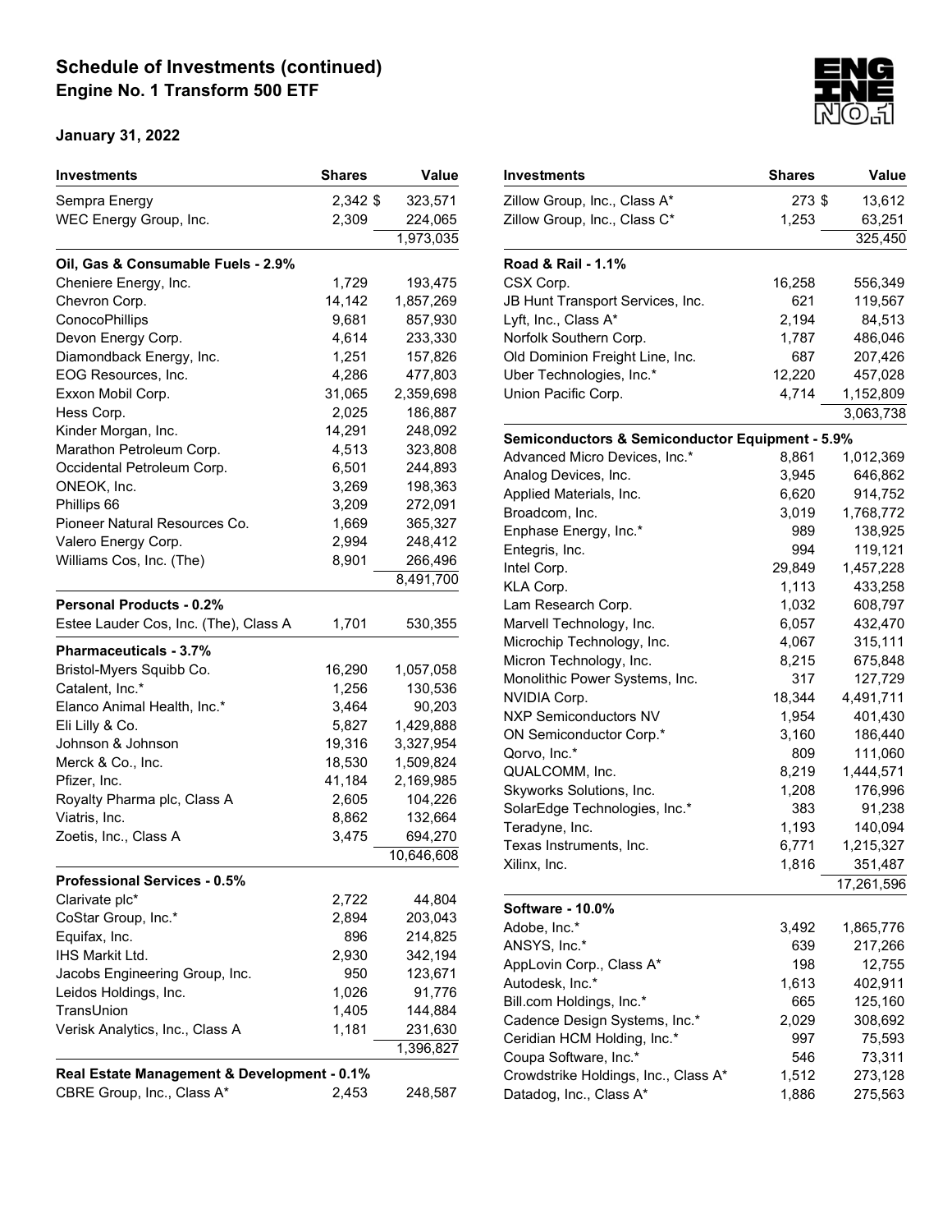## Schedule of Investments (continued)
## Engine No. 1 Transform 500 ETF

**January 31, 2022**

| Investments | Shares | Value |
|---|---|---|
| Sempra Energy | 2,342 | $ 323,571 |
| WEC Energy Group, Inc. | 2,309 | 224,065 |
| | | 1,973,035 |
| **Oil, Gas & Consumable Fuels - 2.9%** | | |
| Cheniere Energy, Inc. | 1,729 | 193,475 |
| Chevron Corp. | 14,142 | 1,857,269 |
| ConocoPhillips | 9,681 | 857,930 |
| Devon Energy Corp. | 4,614 | 233,330 |
| Diamondback Energy, Inc. | 1,251 | 157,826 |
| EOG Resources, Inc. | 4,286 | 477,803 |
| Exxon Mobil Corp. | 31,065 | 2,359,698 |
| Hess Corp. | 2,025 | 186,887 |
| Kinder Morgan, Inc. | 14,291 | 248,092 |
| Marathon Petroleum Corp. | 4,513 | 323,808 |
| Occidental Petroleum Corp. | 6,501 | 244,893 |
| ONEOK, Inc. | 3,269 | 198,363 |
| Phillips 66 | 3,209 | 272,091 |
| Pioneer Natural Resources Co. | 1,669 | 365,327 |
| Valero Energy Corp. | 2,994 | 248,412 |
| Williams Cos, Inc. (The) | 8,901 | 266,496 |
| | | 8,491,700 |
| **Personal Products - 0.2%** | | |
| Estee Lauder Cos, Inc. (The), Class A | 1,701 | 530,355 |
| **Pharmaceuticals - 3.7%** | | |
| Bristol-Myers Squibb Co. | 16,290 | 1,057,058 |
| Catalent, Inc.* | 1,256 | 130,536 |
| Elanco Animal Health, Inc.* | 3,464 | 90,203 |
| Eli Lilly & Co. | 5,827 | 1,429,888 |
| Johnson & Johnson | 19,316 | 3,327,954 |
| Merck & Co., Inc. | 18,530 | 1,509,824 |
| Pfizer, Inc. | 41,184 | 2,169,985 |
| Royalty Pharma plc, Class A | 2,605 | 104,226 |
| Viatris, Inc. | 8,862 | 132,664 |
| Zoetis, Inc., Class A | 3,475 | 694,270 |
| | | 10,646,608 |
| **Professional Services - 0.5%** | | |
| Clarivate plc* | 2,722 | 44,804 |
| CoStar Group, Inc.* | 2,894 | 203,043 |
| Equifax, Inc. | 896 | 214,825 |
| IHS Markit Ltd. | 2,930 | 342,194 |
| Jacobs Engineering Group, Inc. | 950 | 123,671 |
| Leidos Holdings, Inc. | 1,026 | 91,776 |
| TransUnion | 1,405 | 144,884 |
| Verisk Analytics, Inc., Class A | 1,181 | 231,630 |
| | | 1,396,827 |
| **Real Estate Management & Development - 0.1%** | | |
| CBRE Group, Inc., Class A* | 2,453 | 248,587 |
| Zillow Group, Inc., Class A* | 273 | $ 13,612 |
| Zillow Group, Inc., Class C* | 1,253 | 63,251 |
| | | 325,450 |
| **Road & Rail - 1.1%** | | |
| CSX Corp. | 16,258 | 556,349 |
| JB Hunt Transport Services, Inc. | 621 | 119,567 |
| Lyft, Inc., Class A* | 2,194 | 84,513 |
| Norfolk Southern Corp. | 1,787 | 486,046 |
| Old Dominion Freight Line, Inc. | 687 | 207,426 |
| Uber Technologies, Inc.* | 12,220 | 457,028 |
| Union Pacific Corp. | 4,714 | 1,152,809 |
| | | 3,063,738 |
| **Semiconductors & Semiconductor Equipment - 5.9%** | | |
| Advanced Micro Devices, Inc.* | 8,861 | 1,012,369 |
| Analog Devices, Inc. | 3,945 | 646,862 |
| Applied Materials, Inc. | 6,620 | 914,752 |
| Broadcom, Inc. | 3,019 | 1,768,772 |
| Enphase Energy, Inc.* | 989 | 138,925 |
| Entegris, Inc. | 994 | 119,121 |
| Intel Corp. | 29,849 | 1,457,228 |
| KLA Corp. | 1,113 | 433,258 |
| Lam Research Corp. | 1,032 | 608,797 |
| Marvell Technology, Inc. | 6,057 | 432,470 |
| Microchip Technology, Inc. | 4,067 | 315,111 |
| Micron Technology, Inc. | 8,215 | 675,848 |
| Monolithic Power Systems, Inc. | 317 | 127,729 |
| NVIDIA Corp. | 18,344 | 4,491,711 |
| NXP Semiconductors NV | 1,954 | 401,430 |
| ON Semiconductor Corp.* | 3,160 | 186,440 |
| Qorvo, Inc.* | 809 | 111,060 |
| QUALCOMM, Inc. | 8,219 | 1,444,571 |
| Skyworks Solutions, Inc. | 1,208 | 176,996 |
| SolarEdge Technologies, Inc.* | 383 | 91,238 |
| Teradyne, Inc. | 1,193 | 140,094 |
| Texas Instruments, Inc. | 6,771 | 1,215,327 |
| Xilinx, Inc. | 1,816 | 351,487 |
| | | 17,261,596 |
| **Software - 10.0%** | | |
| Adobe, Inc.* | 3,492 | 1,865,776 |
| ANSYS, Inc.* | 639 | 217,266 |
| AppLovin Corp., Class A* | 198 | 12,755 |
| Autodesk, Inc.* | 1,613 | 402,911 |
| Bill.com Holdings, Inc.* | 665 | 125,160 |
| Cadence Design Systems, Inc.* | 2,029 | 308,692 |
| Ceridian HCM Holding, Inc.* | 997 | 75,593 |
| Coupa Software, Inc.* | 546 | 73,311 |
| Crowdstrike Holdings, Inc., Class A* | 1,512 | 273,128 |
| Datadog, Inc., Class A* | 1,886 | 275,563 |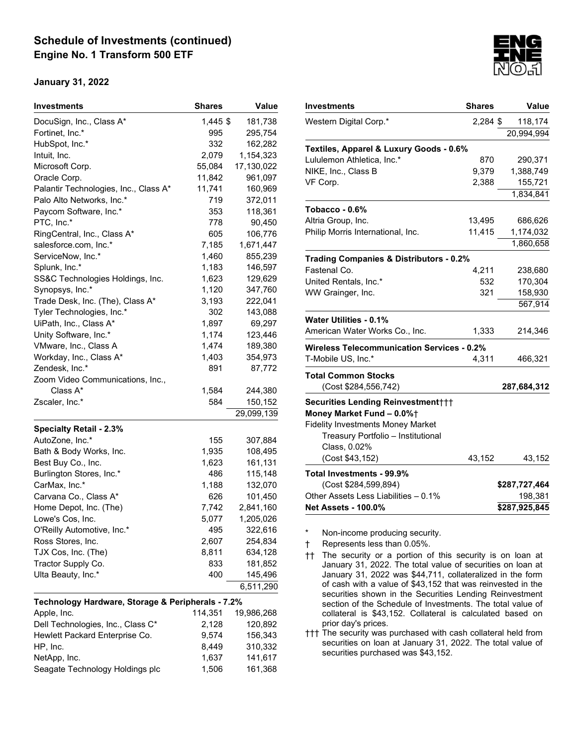## Schedule of Investments (continued)
## Engine No. 1 Transform 500 ETF

**January 31, 2022**

| Investments | Shares | Value |
|---|---|---|
| DocuSign, Inc., Class A* | 1,445 | $ 181,738 |
| Fortinet, Inc.* | 995 | 295,754 |
| HubSpot, Inc.* | 332 | 162,282 |
| Intuit, Inc. | 2,079 | 1,154,323 |
| Microsoft Corp. | 55,084 | 17,130,022 |
| Oracle Corp. | 11,842 | 961,097 |
| Palantir Technologies, Inc., Class A* | 11,741 | 160,969 |
| Palo Alto Networks, Inc.* | 719 | 372,011 |
| Paycom Software, Inc.* | 353 | 118,361 |
| PTC, Inc.* | 778 | 90,450 |
| RingCentral, Inc., Class A* | 605 | 106,776 |
| salesforce.com, Inc.* | 7,185 | 1,671,447 |
| ServiceNow, Inc.* | 1,460 | 855,239 |
| Splunk, Inc.* | 1,183 | 146,597 |
| SS&C Technologies Holdings, Inc. | 1,623 | 129,629 |
| Synopsys, Inc.* | 1,120 | 347,760 |
| Trade Desk, Inc. (The), Class A* | 3,193 | 222,041 |
| Tyler Technologies, Inc.* | 302 | 143,088 |
| UiPath, Inc., Class A* | 1,897 | 69,297 |
| Unity Software, Inc.* | 1,174 | 123,446 |
| VMware, Inc., Class A | 1,474 | 189,380 |
| Workday, Inc., Class A* | 1,403 | 354,973 |
| Zendesk, Inc.* | 891 | 87,772 |
| Zoom Video Communications, Inc., Class A* | 1,584 | 244,380 |
| Zscaler, Inc.* | 584 | 150,152 |
| | | 29,099,139 |
| **Specialty Retail - 2.3%** | | |
| AutoZone, Inc.* | 155 | 307,884 |
| Bath & Body Works, Inc. | 1,935 | 108,495 |
| Best Buy Co., Inc. | 1,623 | 161,131 |
| Burlington Stores, Inc.* | 486 | 115,148 |
| CarMax, Inc.* | 1,188 | 132,070 |
| Carvana Co., Class A* | 626 | 101,450 |
| Home Depot, Inc. (The) | 7,742 | 2,841,160 |
| Lowe's Cos, Inc. | 5,077 | 1,205,026 |
| O'Reilly Automotive, Inc.* | 495 | 322,616 |
| Ross Stores, Inc. | 2,607 | 254,834 |
| TJX Cos, Inc. (The) | 8,811 | 634,128 |
| Tractor Supply Co. | 833 | 181,852 |
| Ulta Beauty, Inc.* | 400 | 145,496 |
| | | 6,511,290 |
| **Technology Hardware, Storage & Peripherals - 7.2%** | | |
| Apple, Inc. | 114,351 | 19,986,268 |
| Dell Technologies, Inc., Class C* | 2,128 | 120,892 |
| Hewlett Packard Enterprise Co. | 9,574 | 156,343 |
| HP, Inc. | 8,449 | 310,332 |
| NetApp, Inc. | 1,637 | 141,617 |
| Seagate Technology Holdings plc | 1,506 | 161,368 |
| Western Digital Corp.* | 2,284 | $ 118,174 |
| | | 20,994,994 |
| **Textiles, Apparel & Luxury Goods - 0.6%** | | |
| Lululemon Athletica, Inc.* | 870 | 290,371 |
| NIKE, Inc., Class B | 9,379 | 1,388,749 |
| VF Corp. | 2,388 | 155,721 |
| | | 1,834,841 |
| **Tobacco - 0.6%** | | |
| Altria Group, Inc. | 13,495 | 686,626 |
| Philip Morris International, Inc. | 11,415 | 1,174,032 |
| | | 1,860,658 |
| **Trading Companies & Distributors - 0.2%** | | |
| Fastenal Co. | 4,211 | 238,680 |
| United Rentals, Inc.* | 532 | 170,304 |
| WW Grainger, Inc. | 321 | 158,930 |
| | | 567,914 |
| **Water Utilities - 0.1%** | | |
| American Water Works Co., Inc. | 1,333 | 214,346 |
| **Wireless Telecommunication Services - 0.2%** | | |
| T-Mobile US, Inc.* | 4,311 | 466,321 |
| **Total Common Stocks** (Cost $284,556,742) | | **287,684,312** |
| **Securities Lending Reinvestment†††** | | |
| **Money Market Fund – 0.0%†** | | |
| Fidelity Investments Money Market Treasury Portfolio – Institutional Class, 0.02% (Cost $43,152) | 43,152 | 43,152 |
| **Total Investments - 99.9%** (Cost $284,599,894) | | **$287,727,464** |
| Other Assets Less Liabilities – 0.1% | | 198,381 |
| **Net Assets - 100.0%** | | **$287,925,845** |

\* Non-income producing security.

† Represents less than 0.05%.

†† The security or a portion of this security is on loan at January 31, 2022. The total value of securities on loan at January 31, 2022 was $44,711, collateralized in the form of cash with a value of $43,152 that was reinvested in the securities shown in the Securities Lending Reinvestment section of the Schedule of Investments. The total value of collateral is $43,152. Collateral is calculated based on prior day's prices.

††† The security was purchased with cash collateral held from securities on loan at January 31, 2022. The total value of securities purchased was $43,152.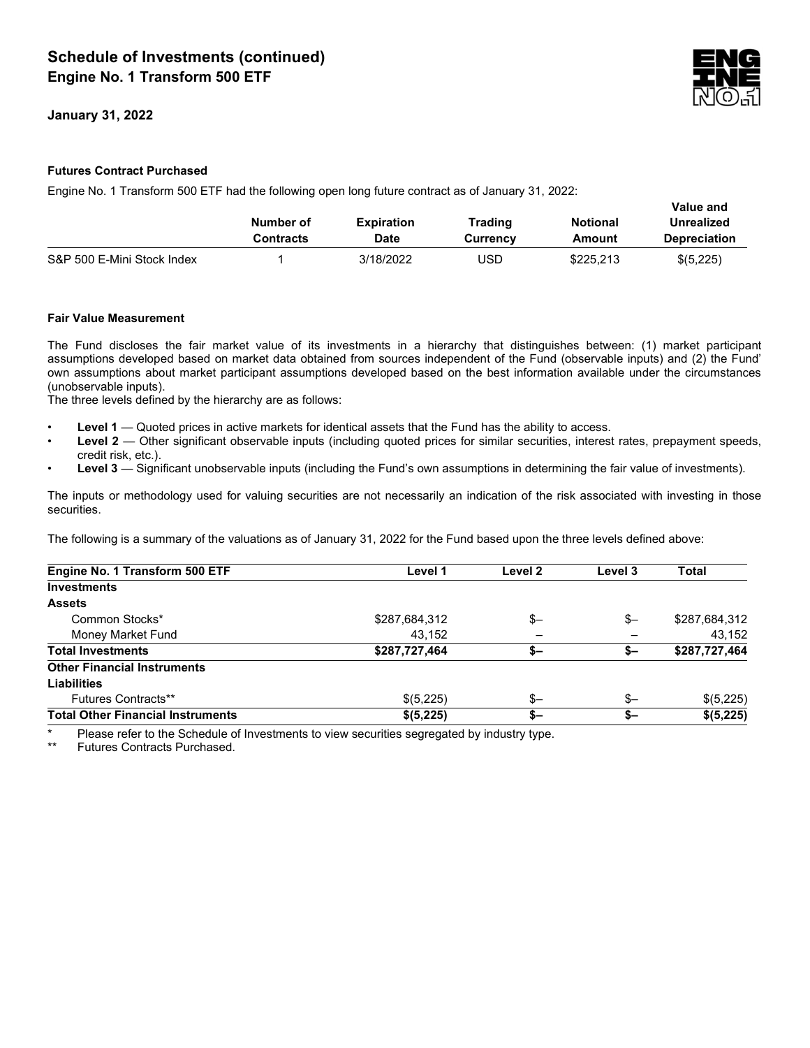# Schedule of Investments (continued)

## Engine No. 1 Transform 500 ETF

**January 31, 2022**

### Futures Contract Purchased

Engine No. 1 Transform 500 ETF had the following open long future contract as of January 31, 2022:

| | Number of Contracts | Expiration Date | Trading Currency | Notional Amount | Value and Unrealized Depreciation |
|---|---|---|---|---|---|
| S&P 500 E-Mini Stock Index | 1 | 3/18/2022 | USD | $225,213 | $(5,225) |

### Fair Value Measurement

The Fund discloses the fair market value of its investments in a hierarchy that distinguishes between: (1) market participant assumptions developed based on market data obtained from sources independent of the Fund (observable inputs) and (2) the Fund' own assumptions about market participant assumptions developed based on the best information available under the circumstances (unobservable inputs).

The three levels defined by the hierarchy are as follows:

- **Level 1** — Quoted prices in active markets for identical assets that the Fund has the ability to access.
- **Level 2** — Other significant observable inputs (including quoted prices for similar securities, interest rates, prepayment speeds, credit risk, etc.).
- **Level 3** — Significant unobservable inputs (including the Fund's own assumptions in determining the fair value of investments).

The inputs or methodology used for valuing securities are not necessarily an indication of the risk associated with investing in those securities.

The following is a summary of the valuations as of January 31, 2022 for the Fund based upon the three levels defined above:

| Engine No. 1 Transform 500 ETF | Level 1 | Level 2 | Level 3 | Total |
|---|---|---|---|---|
| **Investments** | | | | |
| **Assets** | | | | |
| Common Stocks* | $287,684,312 | $– | $– | $287,684,312 |
| Money Market Fund | 43,152 | – | – | 43,152 |
| **Total Investments** | **$287,727,464** | **$–** | **$–** | **$287,727,464** |
| **Other Financial Instruments** | | | | |
| **Liabilities** | | | | |
| Futures Contracts** | $(5,225) | $– | $– | $(5,225) |
| **Total Other Financial Instruments** | **$(5,225)** | **$–** | **$–** | **$(5,225)** |

\* Please refer to the Schedule of Investments to view securities segregated by industry type.

\*\* Futures Contracts Purchased.